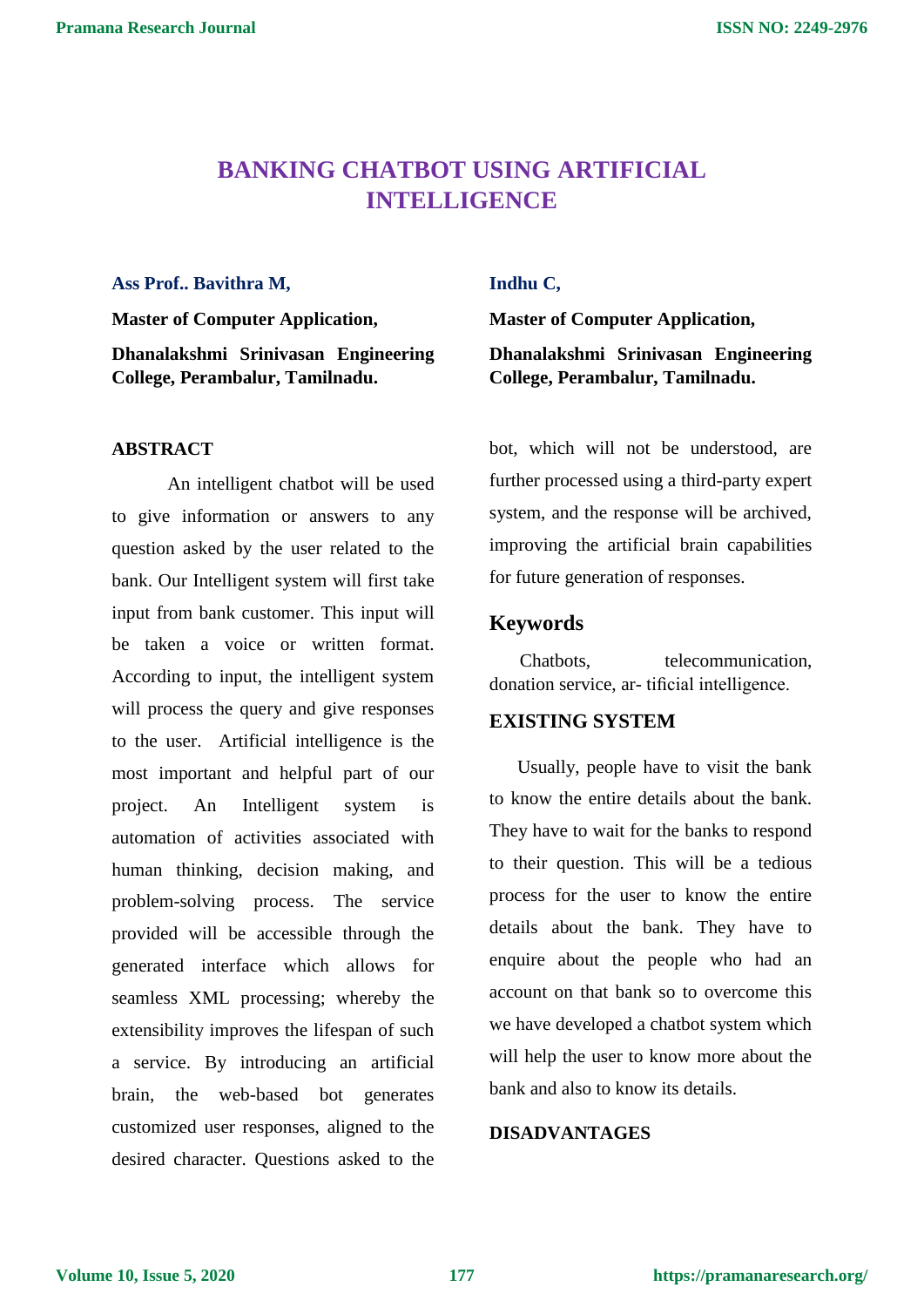# BANKING CHATBOT USING ARTIFICIAL INTELLIGENCE

**Ass Prof.. Bavithra M,**

**Master of Computer Application,**

**Dhanalakshmi Srinivasan Engineering College, Perambalur, Tamilnadu.**

**Indhu C,**

**Master of Computer Application,**

**Dhanalakshmi Srinivasan Engineering College, Perambalur, Tamilnadu.**

## ABSTRACT

An intelligent chatbot will be used to give information or answers to any question asked by the user related to the bank. Our Intelligent system will first take input from bank customer. This input will be taken a voice or written format. According to input, the intelligent system will process the query and give responses to the user. Artificial intelligence is the most important and helpful part of our project. An Intelligent system is automation of activities associated with human thinking, decision making, and problem-solving process. The service provided will be accessible through the generated interface which allows for seamless XML processing; whereby the extensibility improves the lifespan of such a service. By introducing an artificial brain, the web-based bot generates customized user responses, aligned to the desired character. Questions asked to the bot, which will not be understood, are further processed using a third-party expert system, and the response will be archived, improving the artificial brain capabilities for future generation of responses.

## Keywords

Chatbots, telecommunication, donation service, ar- tificial intelligence.

## EXISTING SYSTEM

Usually, people have to visit the bank to know the entire details about the bank. They have to wait for the banks to respond to their question. This will be a tedious process for the user to know the entire details about the bank. They have to enquire about the people who had an account on that bank so to overcome this we have developed a chatbot system which will help the user to know more about the bank and also to know its details.

## DISADVANTAGES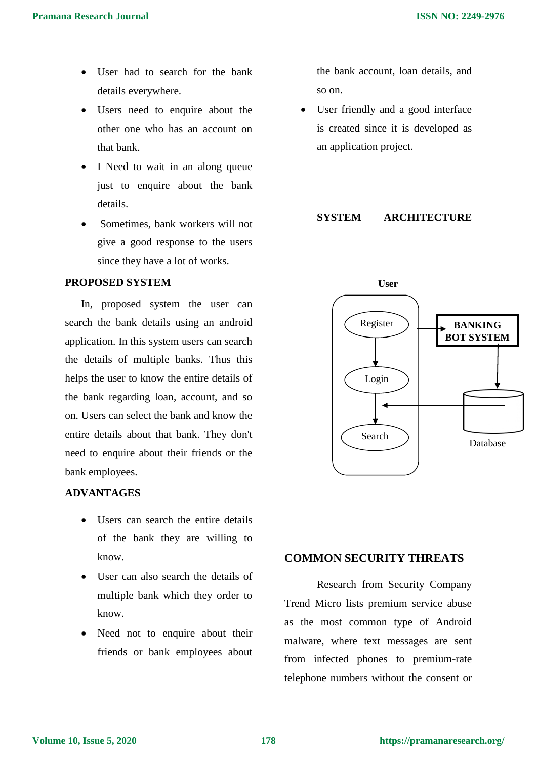- User had to search for the bank details everywhere.
- Users need to enquire about the other one who has an account on that bank.
- I Need to wait in an along queue just to enquire about the bank details.
- Sometimes, bank workers will not give a good response to the users since they have a lot of works.

## PROPOSED SYSTEM

In, proposed system the user can search the bank details using an android application. In this system users can search the details of multiple banks. Thus this helps the user to know the entire details of the bank regarding loan, account, and so on. Users can select the bank and know the entire details about that bank. They don't need to enquire about their friends or the bank employees.

## ADVANTAGES

- Users can search the entire details of the bank they are willing to know.
- User can also search the details of multiple bank which they order to know.
- Need not to enquire about their friends or bank employees about the bank account, loan details, and so on.
- User friendly and a good interface is created since it is developed as an application project.

## SYSTEM ARCHITECTURE

User

Register → Login → Search

BANKING BOT SYSTEM

Database

## COMMON SECURITY THREATS

Research from Security Company Trend Micro lists premium service abuse as the most common type of Android malware, where text messages are sent from infected phones to premium-rate telephone numbers without the consent or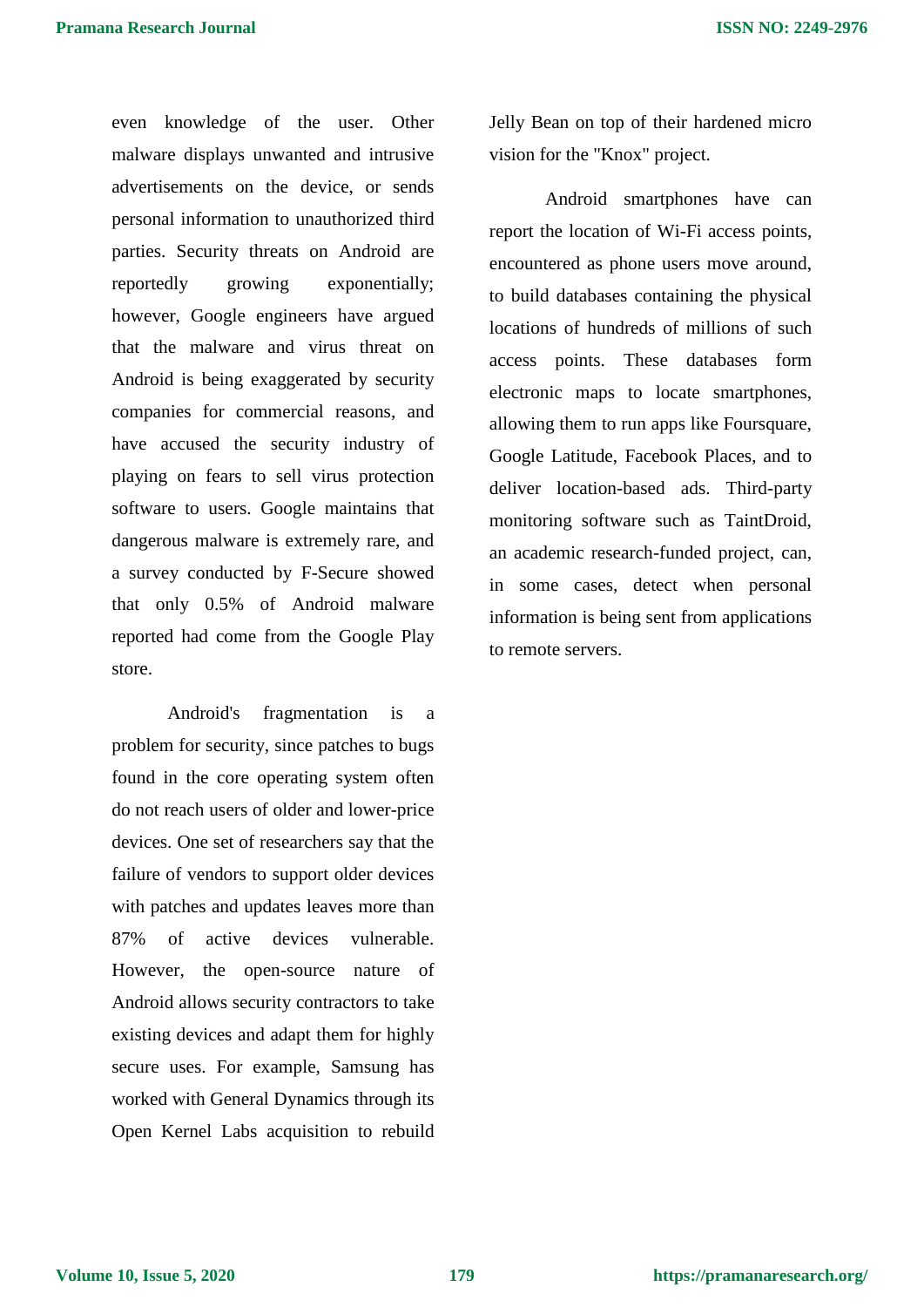even knowledge of the user. Other malware displays unwanted and intrusive advertisements on the device, or sends personal information to unauthorized third parties. Security threats on Android are reportedly growing exponentially; however, Google engineers have argued that the malware and virus threat on Android is being exaggerated by security companies for commercial reasons, and have accused the security industry of playing on fears to sell virus protection software to users. Google maintains that dangerous malware is extremely rare, and a survey conducted by F-Secure showed that only 0.5% of Android malware reported had come from the Google Play store.

Android's fragmentation is a problem for security, since patches to bugs found in the core operating system often do not reach users of older and lower-price devices. One set of researchers say that the failure of vendors to support older devices with patches and updates leaves more than 87% of active devices vulnerable. However, the open-source nature of Android allows security contractors to take existing devices and adapt them for highly secure uses. For example, Samsung has worked with General Dynamics through its Open Kernel Labs acquisition to rebuild Jelly Bean on top of their hardened micro vision for the "Knox" project.

Android smartphones have can report the location of Wi-Fi access points, encountered as phone users move around, to build databases containing the physical locations of hundreds of millions of such access points. These databases form electronic maps to locate smartphones, allowing them to run apps like Foursquare, Google Latitude, Facebook Places, and to deliver location-based ads. Third-party monitoring software such as TaintDroid, an academic research-funded project, can, in some cases, detect when personal information is being sent from applications to remote servers.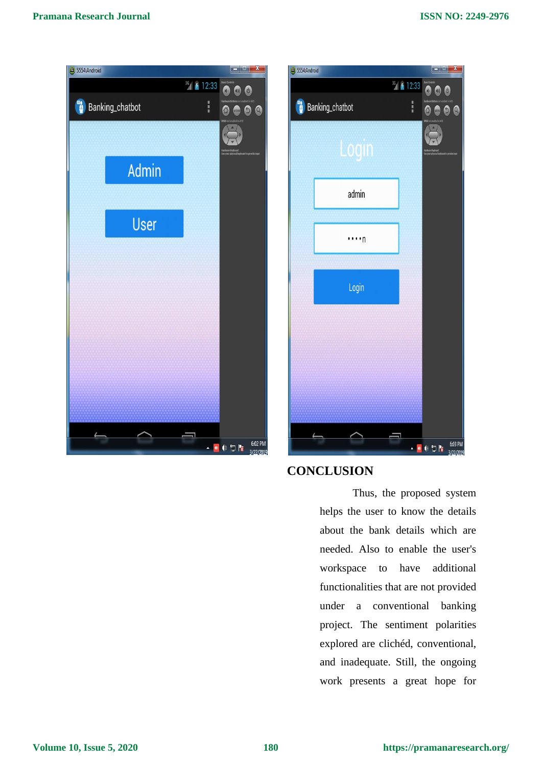## CONCLUSION

Thus, the proposed system helps the user to know the details about the bank details which are needed. Also to enable the user's workspace to have additional functionalities that are not provided under a conventional banking project. The sentiment polarities explored are clichéd, conventional, and inadequate. Still, the ongoing work presents a great hope for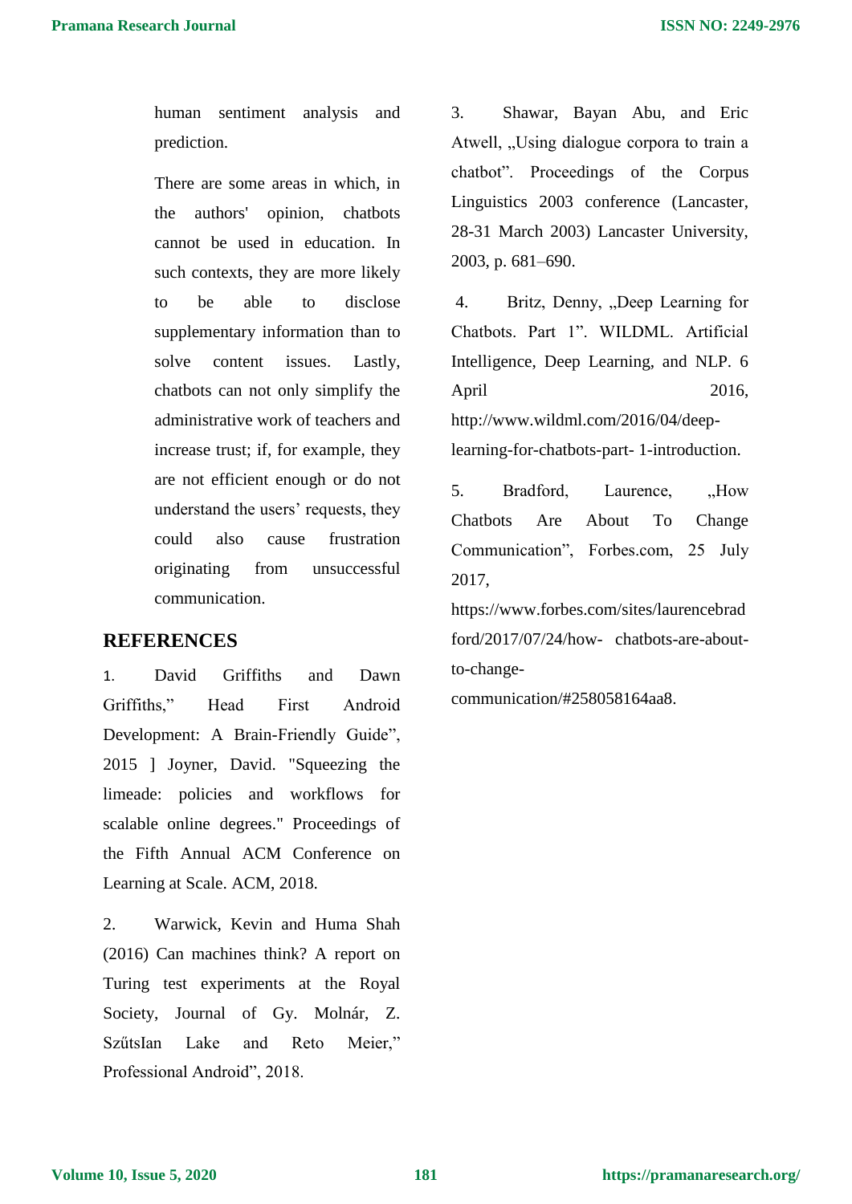human sentiment analysis and prediction.

There are some areas in which, in the authors' opinion, chatbots cannot be used in education. In such contexts, they are more likely to be able to disclose supplementary information than to solve content issues. Lastly, chatbots can not only simplify the administrative work of teachers and increase trust; if, for example, they are not efficient enough or do not understand the users' requests, they could also cause frustration originating from unsuccessful communication.

## REFERENCES

1. David Griffiths and Dawn Griffiths," Head First Android Development: A Brain-Friendly Guide", 2015 ] Joyner, David. "Squeezing the limeade: policies and workflows for scalable online degrees." Proceedings of the Fifth Annual ACM Conference on Learning at Scale. ACM, 2018.

2. Warwick, Kevin and Huma Shah (2016) Can machines think? A report on Turing test experiments at the Royal Society, Journal of Gy. Molnár, Z. SzűtsIan Lake and Reto Meier," Professional Android", 2018.

3. Shawar, Bayan Abu, and Eric Atwell, „Using dialogue corpora to train a chatbot". Proceedings of the Corpus Linguistics 2003 conference (Lancaster, 28-31 March 2003) Lancaster University, 2003, p. 681–690.

4. Britz, Denny, „Deep Learning for Chatbots. Part 1". WILDML. Artificial Intelligence, Deep Learning, and NLP. 6 April 2016, http://www.wildml.com/2016/04/deep-learning-for-chatbots-part- 1-introduction.

5. Bradford, Laurence, „How Chatbots Are About To Change Communication", Forbes.com, 25 July 2017, https://www.forbes.com/sites/laurencebradford/2017/07/24/how- chatbots-are-about-to-change-communication/#258058164aa8.